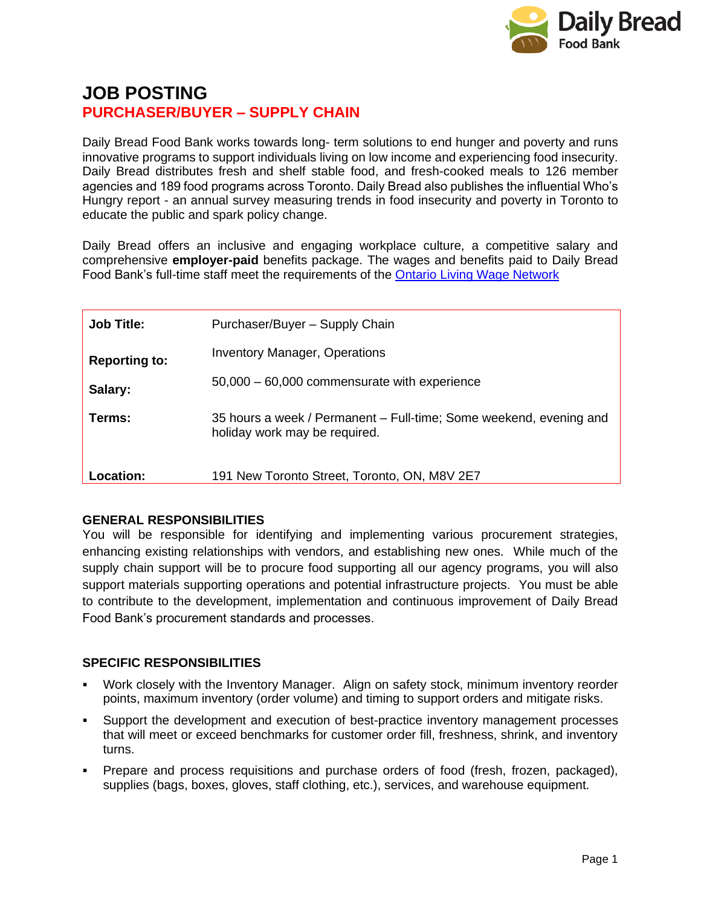# JOB POSTING

## PURCHASER/BUYER – SUPPLY CHAIN

Daily Bread Food Bank works towards long- term solutions to end hunger and poverty and runs innovative programs to support individuals living on low income and experiencing food insecurity. Daily Bread distributes fresh and shelf stable food, and fresh-cooked meals to 126 member agencies and 189 food programs across Toronto. Daily Bread also publishes the influential Who's Hungry report - an annual survey measuring trends in food insecurity and poverty in Toronto to educate the public and spark policy change.

Daily Bread offers an inclusive and engaging workplace culture, a competitive salary and comprehensive **employer-paid** benefits package. The wages and benefits paid to Daily Bread Food Bank's full-time staff meet the requirements of the Ontario Living Wage Network

| | |
|---|---|
| **Job Title:** | Purchaser/Buyer – Supply Chain |
| **Reporting to:** | Inventory Manager, Operations |
| **Salary:** | 50,000 – 60,000 commensurate with experience |
| **Terms:** | 35 hours a week / Permanent – Full-time; Some weekend, evening and holiday work may be required. |
| **Location:** | 191 New Toronto Street, Toronto, ON, M8V 2E7 |

### GENERAL RESPONSIBILITIES

You will be responsible for identifying and implementing various procurement strategies, enhancing existing relationships with vendors, and establishing new ones. While much of the supply chain support will be to procure food supporting all our agency programs, you will also support materials supporting operations and potential infrastructure projects. You must be able to contribute to the development, implementation and continuous improvement of Daily Bread Food Bank's procurement standards and processes.

### SPECIFIC RESPONSIBILITIES

- Work closely with the Inventory Manager. Align on safety stock, minimum inventory reorder points, maximum inventory (order volume) and timing to support orders and mitigate risks.
- Support the development and execution of best-practice inventory management processes that will meet or exceed benchmarks for customer order fill, freshness, shrink, and inventory turns.
- Prepare and process requisitions and purchase orders of food (fresh, frozen, packaged), supplies (bags, boxes, gloves, staff clothing, etc.), services, and warehouse equipment.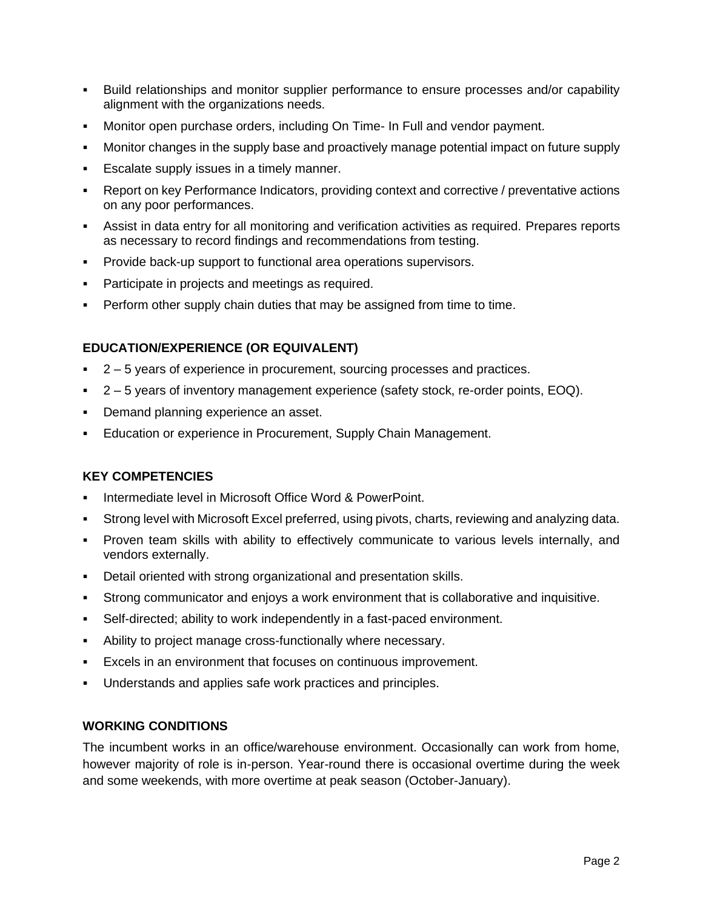- Build relationships and monitor supplier performance to ensure processes and/or capability alignment with the organizations needs.
- Monitor open purchase orders, including On Time- In Full and vendor payment.
- Monitor changes in the supply base and proactively manage potential impact on future supply
- Escalate supply issues in a timely manner.
- Report on key Performance Indicators, providing context and corrective / preventative actions on any poor performances.
- Assist in data entry for all monitoring and verification activities as required. Prepares reports as necessary to record findings and recommendations from testing.
- Provide back-up support to functional area operations supervisors.
- Participate in projects and meetings as required.
- Perform other supply chain duties that may be assigned from time to time.

### EDUCATION/EXPERIENCE (OR EQUIVALENT)

- 2 – 5 years of experience in procurement, sourcing processes and practices.
- 2 – 5 years of inventory management experience (safety stock, re-order points, EOQ).
- Demand planning experience an asset.
- Education or experience in Procurement, Supply Chain Management.

### KEY COMPETENCIES

- Intermediate level in Microsoft Office Word & PowerPoint.
- Strong level with Microsoft Excel preferred, using pivots, charts, reviewing and analyzing data.
- Proven team skills with ability to effectively communicate to various levels internally, and vendors externally.
- Detail oriented with strong organizational and presentation skills.
- Strong communicator and enjoys a work environment that is collaborative and inquisitive.
- Self-directed; ability to work independently in a fast-paced environment.
- Ability to project manage cross-functionally where necessary.
- Excels in an environment that focuses on continuous improvement.
- Understands and applies safe work practices and principles.

### WORKING CONDITIONS

The incumbent works in an office/warehouse environment. Occasionally can work from home, however majority of role is in-person. Year-round there is occasional overtime during the week and some weekends, with more overtime at peak season (October-January).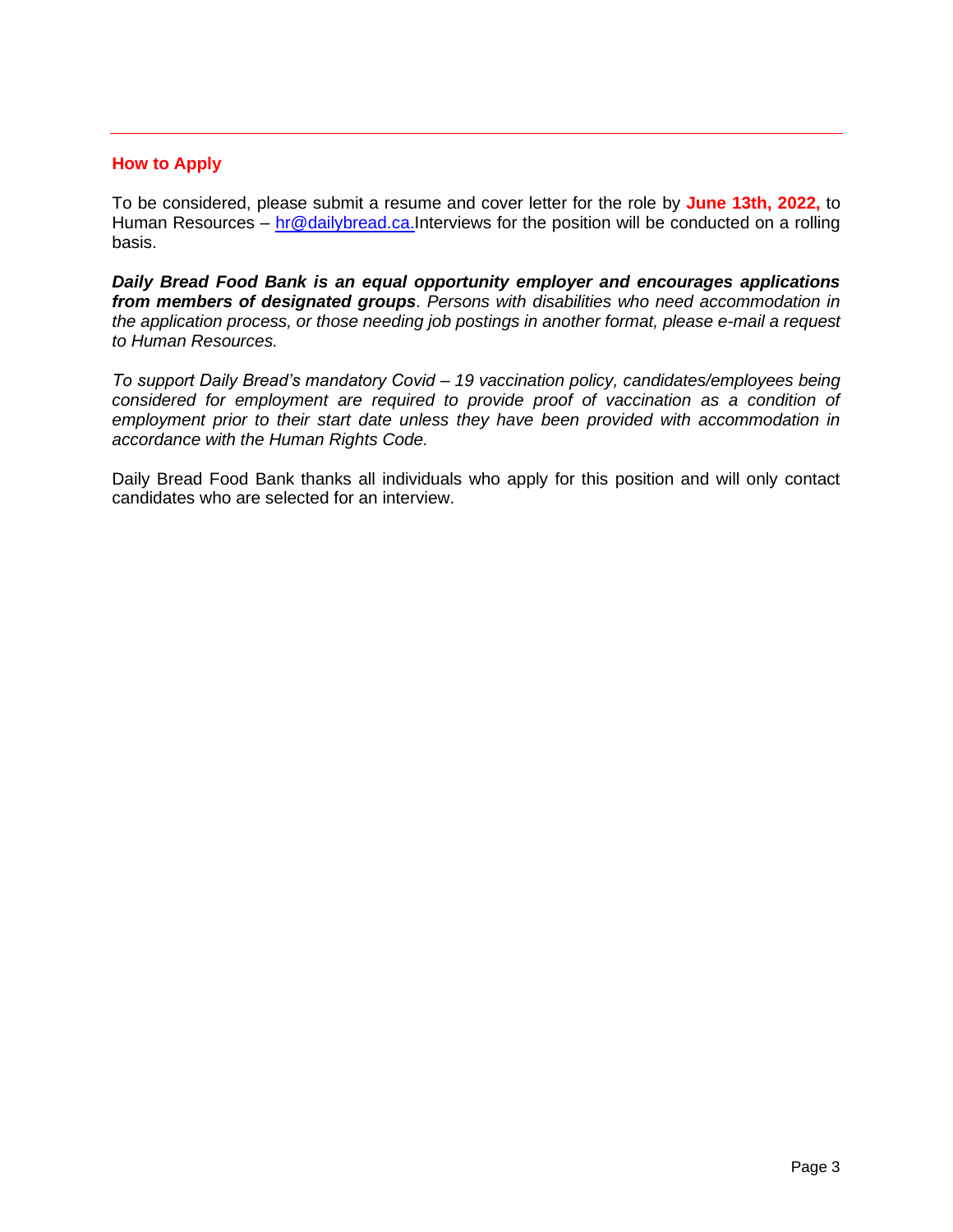## How to Apply

To be considered, please submit a resume and cover letter for the role by **June 13th, 2022,** to Human Resources – hr@dailybread.ca.Interviews for the position will be conducted on a rolling basis.

***Daily Bread Food Bank is an equal opportunity employer and encourages applications from members of designated groups****. Persons with disabilities who need accommodation in the application process, or those needing job postings in another format, please e-mail a request to Human Resources.*

*To support Daily Bread's mandatory Covid – 19 vaccination policy, candidates/employees being considered for employment are required to provide proof of vaccination as a condition of employment prior to their start date unless they have been provided with accommodation in accordance with the Human Rights Code.*

Daily Bread Food Bank thanks all individuals who apply for this position and will only contact candidates who are selected for an interview.